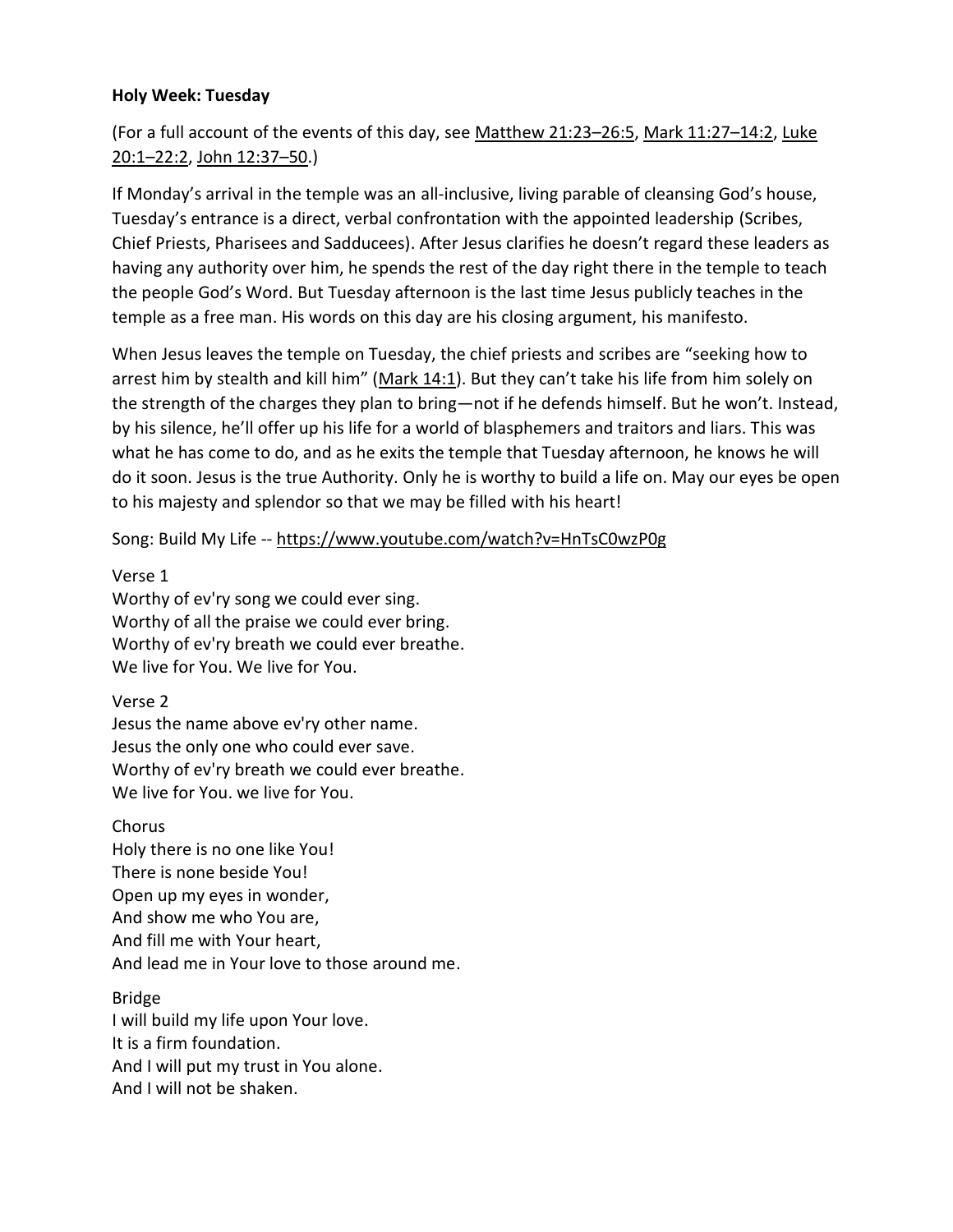**Holy Week: Tuesday**

(For a full account of the events of this day, see Matthew 21:23–26:5, Mark 11:27–14:2, Luke 20:1–22:2, John 12:37–50.)

If Monday's arrival in the temple was an all-inclusive, living parable of cleansing God's house, Tuesday's entrance is a direct, verbal confrontation with the appointed leadership (Scribes, Chief Priests, Pharisees and Sadducees). After Jesus clarifies he doesn't regard these leaders as having any authority over him, he spends the rest of the day right there in the temple to teach the people God's Word. But Tuesday afternoon is the last time Jesus publicly teaches in the temple as a free man. His words on this day are his closing argument, his manifesto.

When Jesus leaves the temple on Tuesday, the chief priests and scribes are "seeking how to arrest him by stealth and kill him" (Mark 14:1). But they can't take his life from him solely on the strength of the charges they plan to bring—not if he defends himself. But he won't. Instead, by his silence, he'll offer up his life for a world of blasphemers and traitors and liars. This was what he has come to do, and as he exits the temple that Tuesday afternoon, he knows he will do it soon. Jesus is the true Authority. Only he is worthy to build a life on. May our eyes be open to his majesty and splendor so that we may be filled with his heart!

Song: Build My Life -- https://www.youtube.com/watch?v=HnTsC0wzP0g

Verse 1
Worthy of ev'ry song we could ever sing.
Worthy of all the praise we could ever bring.
Worthy of ev'ry breath we could ever breathe.
We live for You. We live for You.

Verse 2
Jesus the name above ev'ry other name.
Jesus the only one who could ever save.
Worthy of ev'ry breath we could ever breathe.
We live for You. we live for You.

Chorus
Holy there is no one like You!
There is none beside You!
Open up my eyes in wonder,
And show me who You are,
And fill me with Your heart,
And lead me in Your love to those around me.

Bridge
I will build my life upon Your love.
It is a firm foundation.
And I will put my trust in You alone.
And I will not be shaken.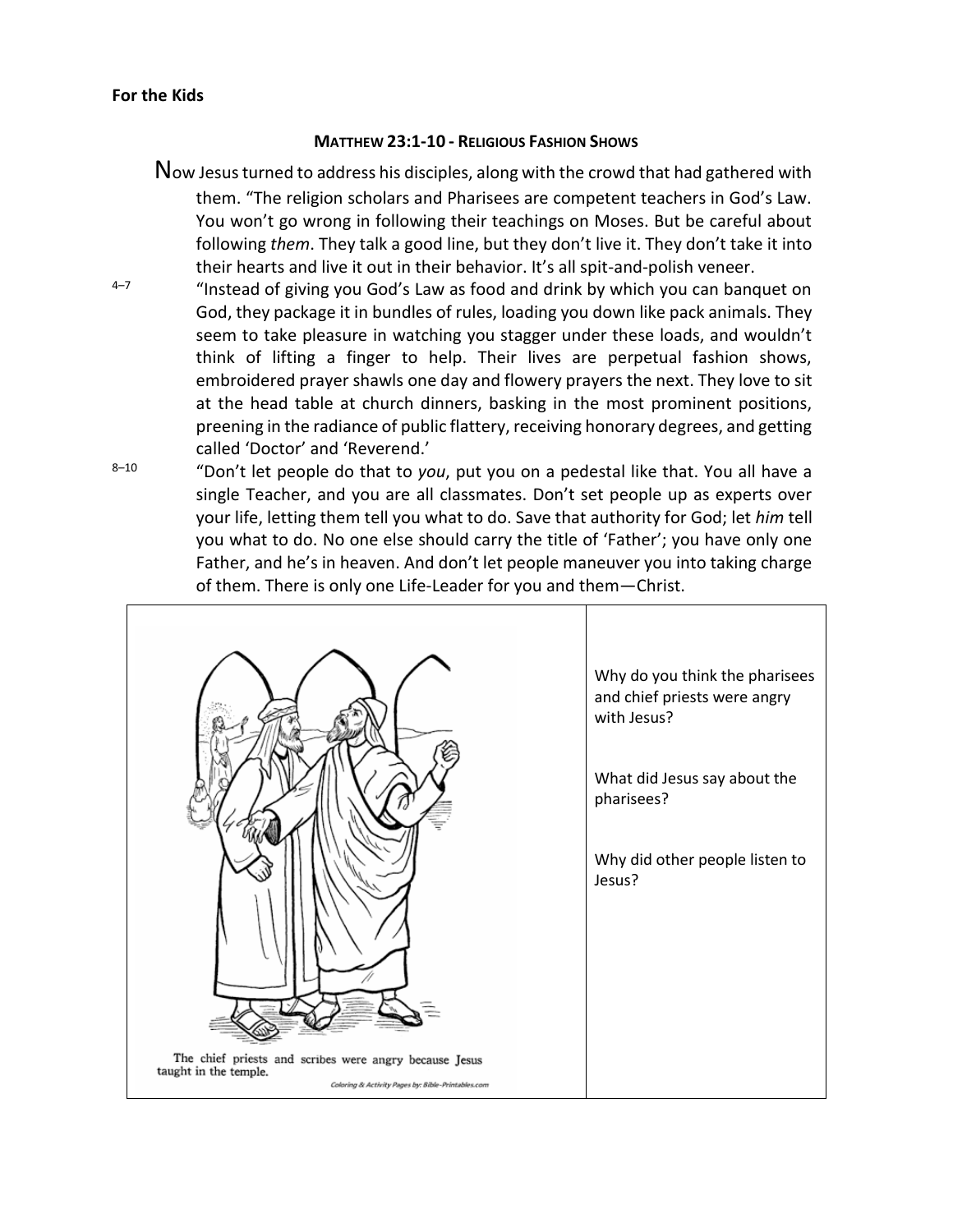**For the Kids**

### MATTHEW 23:1-10 - RELIGIOUS FASHION SHOWS

Now Jesus turned to address his disciples, along with the crowd that had gathered with them. "The religion scholars and Pharisees are competent teachers in God's Law. You won't go wrong in following their teachings on Moses. But be careful about following *them*. They talk a good line, but they don't live it. They don't take it into their hearts and live it out in their behavior. It's all spit-and-polish veneer.

4–7 "Instead of giving you God's Law as food and drink by which you can banquet on God, they package it in bundles of rules, loading you down like pack animals. They seem to take pleasure in watching you stagger under these loads, and wouldn't think of lifting a finger to help. Their lives are perpetual fashion shows, embroidered prayer shawls one day and flowery prayers the next. They love to sit at the head table at church dinners, basking in the most prominent positions, preening in the radiance of public flattery, receiving honorary degrees, and getting called 'Doctor' and 'Reverend.'

8–10 "Don't let people do that to *you*, put you on a pedestal like that. You all have a single Teacher, and you are all classmates. Don't set people up as experts over your life, letting them tell you what to do. Save that authority for God; let *him* tell you what to do. No one else should carry the title of 'Father'; you have only one Father, and he's in heaven. And don't let people maneuver you into taking charge of them. There is only one Life-Leader for you and them—Christ.

The chief priests and scribes were angry because Jesus taught in the temple.

Coloring & Activity Pages by: Bible-Printables.com

Why do you think the pharisees and chief priests were angry with Jesus?

What did Jesus say about the pharisees?

Why did other people listen to Jesus?